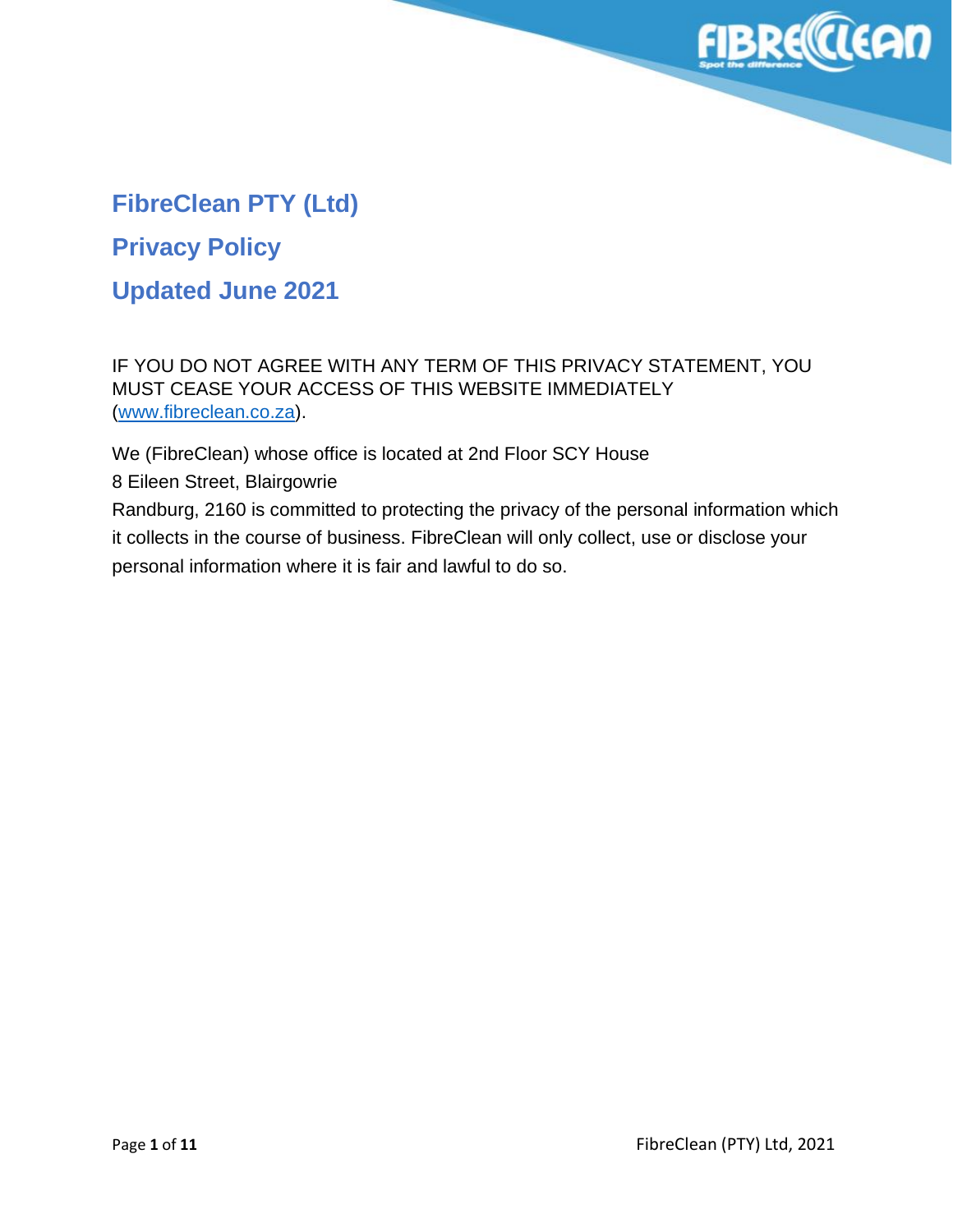# FibreClean PTY (Ltd)

# Privacy Policy

# Updated June 2021

IF YOU DO NOT AGREE WITH ANY TERM OF THIS PRIVACY STATEMENT, YOU MUST CEASE YOUR ACCESS OF THIS WEBSITE IMMEDIATELY (www.fibreclean.co.za).

We (FibreClean) whose office is located at 2nd Floor SCY House
8 Eileen Street, Blairgowrie
Randburg, 2160 is committed to protecting the privacy of the personal information which it collects in the course of business. FibreClean will only collect, use or disclose your personal information where it is fair and lawful to do so.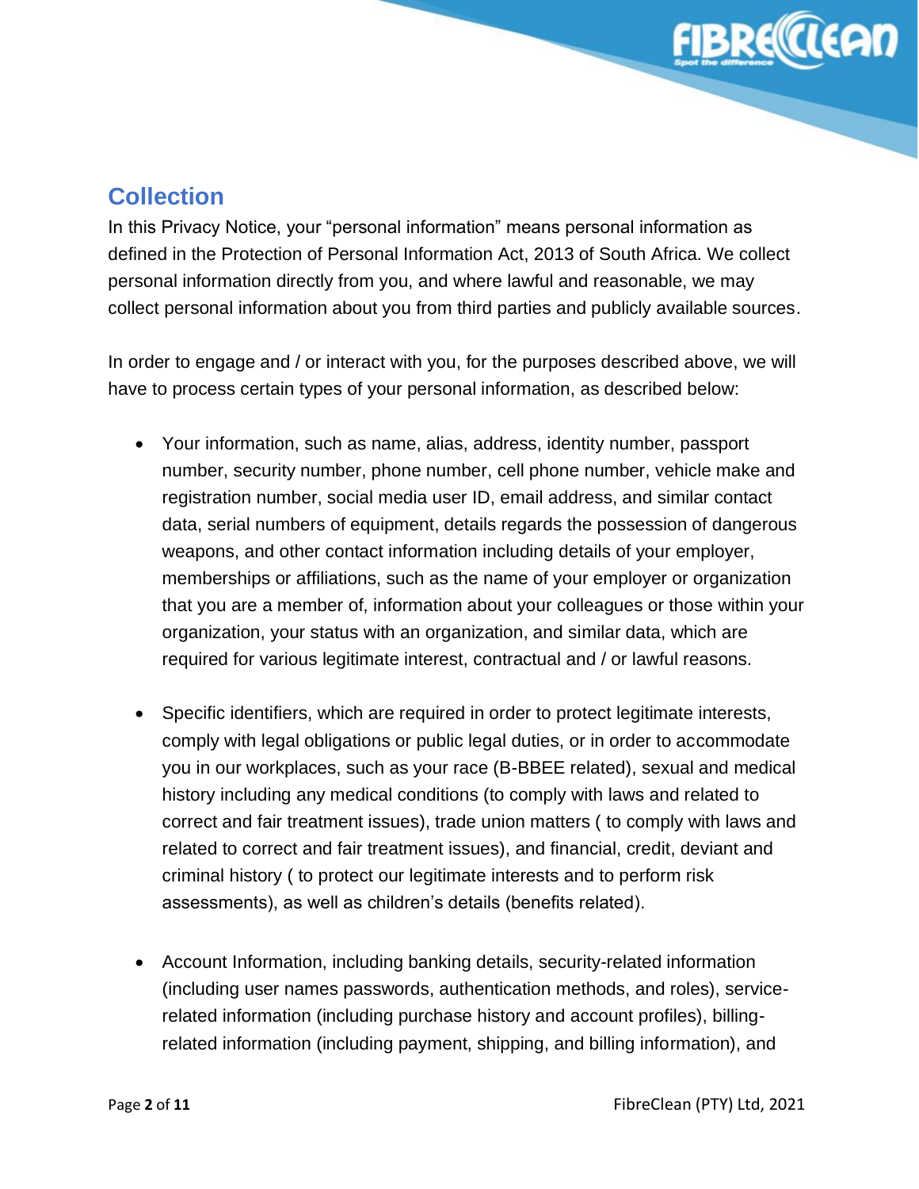## Collection

In this Privacy Notice, your "personal information" means personal information as defined in the Protection of Personal Information Act, 2013 of South Africa. We collect personal information directly from you, and where lawful and reasonable, we may collect personal information about you from third parties and publicly available sources.

In order to engage and / or interact with you, for the purposes described above, we will have to process certain types of your personal information, as described below:

- Your information, such as name, alias, address, identity number, passport number, security number, phone number, cell phone number, vehicle make and registration number, social media user ID, email address, and similar contact data, serial numbers of equipment, details regards the possession of dangerous weapons, and other contact information including details of your employer, memberships or affiliations, such as the name of your employer or organization that you are a member of, information about your colleagues or those within your organization, your status with an organization, and similar data, which are required for various legitimate interest, contractual and / or lawful reasons.

- Specific identifiers, which are required in order to protect legitimate interests, comply with legal obligations or public legal duties, or in order to accommodate you in our workplaces, such as your race (B-BBEE related), sexual and medical history including any medical conditions (to comply with laws and related to correct and fair treatment issues), trade union matters ( to comply with laws and related to correct and fair treatment issues), and financial, credit, deviant and criminal history ( to protect our legitimate interests and to perform risk assessments), as well as children's details (benefits related).

- Account Information, including banking details, security-related information (including user names passwords, authentication methods, and roles), service-related information (including purchase history and account profiles), billing-related information (including payment, shipping, and billing information), and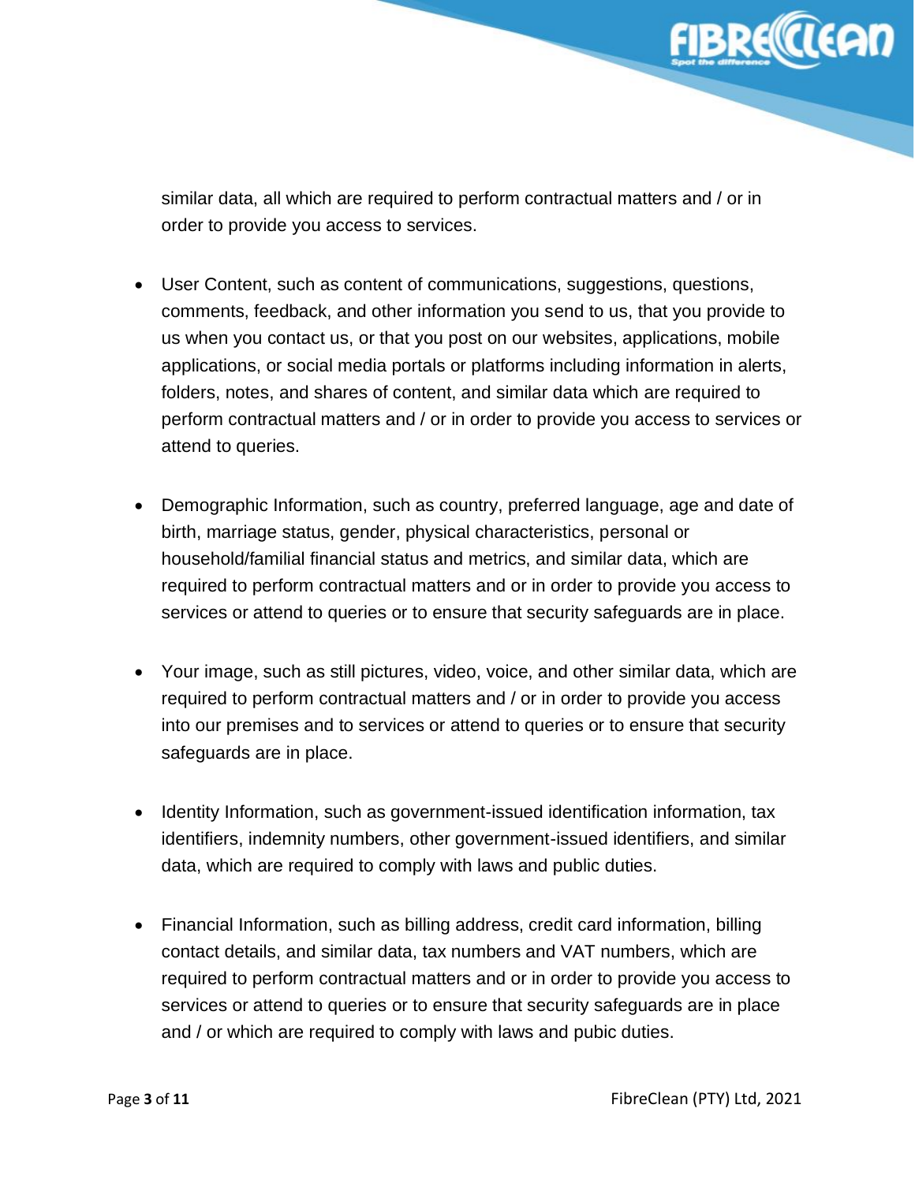similar data, all which are required to perform contractual matters and / or in order to provide you access to services.

- User Content, such as content of communications, suggestions, questions, comments, feedback, and other information you send to us, that you provide to us when you contact us, or that you post on our websites, applications, mobile applications, or social media portals or platforms including information in alerts, folders, notes, and shares of content, and similar data which are required to perform contractual matters and / or in order to provide you access to services or attend to queries.

- Demographic Information, such as country, preferred language, age and date of birth, marriage status, gender, physical characteristics, personal or household/familial financial status and metrics, and similar data, which are required to perform contractual matters and or in order to provide you access to services or attend to queries or to ensure that security safeguards are in place.

- Your image, such as still pictures, video, voice, and other similar data, which are required to perform contractual matters and / or in order to provide you access into our premises and to services or attend to queries or to ensure that security safeguards are in place.

- Identity Information, such as government-issued identification information, tax identifiers, indemnity numbers, other government-issued identifiers, and similar data, which are required to comply with laws and public duties.

- Financial Information, such as billing address, credit card information, billing contact details, and similar data, tax numbers and VAT numbers, which are required to perform contractual matters and or in order to provide you access to services or attend to queries or to ensure that security safeguards are in place and / or which are required to comply with laws and pubic duties.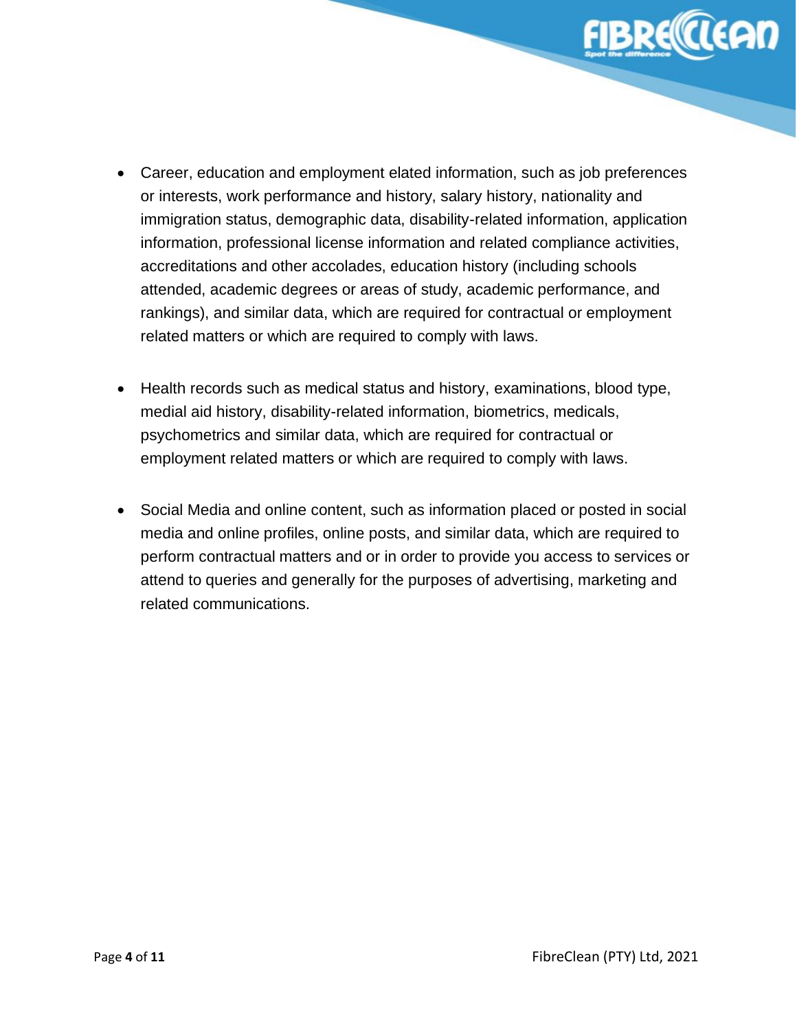- Career, education and employment elated information, such as job preferences or interests, work performance and history, salary history, nationality and immigration status, demographic data, disability-related information, application information, professional license information and related compliance activities, accreditations and other accolades, education history (including schools attended, academic degrees or areas of study, academic performance, and rankings), and similar data, which are required for contractual or employment related matters or which are required to comply with laws.

- Health records such as medical status and history, examinations, blood type, medial aid history, disability-related information, biometrics, medicals, psychometrics and similar data, which are required for contractual or employment related matters or which are required to comply with laws.

- Social Media and online content, such as information placed or posted in social media and online profiles, online posts, and similar data, which are required to perform contractual matters and or in order to provide you access to services or attend to queries and generally for the purposes of advertising, marketing and related communications.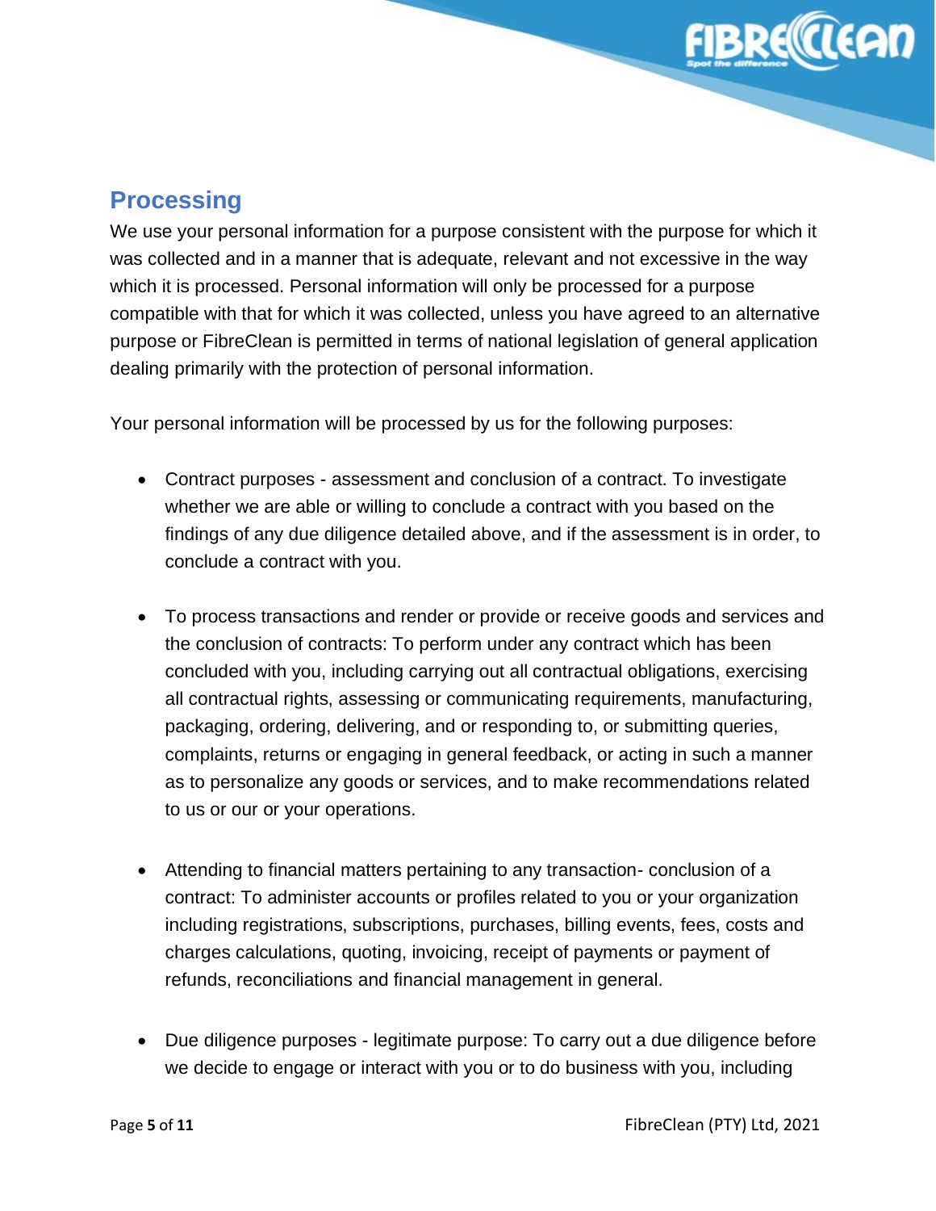## Processing

We use your personal information for a purpose consistent with the purpose for which it was collected and in a manner that is adequate, relevant and not excessive in the way which it is processed. Personal information will only be processed for a purpose compatible with that for which it was collected, unless you have agreed to an alternative purpose or FibreClean is permitted in terms of national legislation of general application dealing primarily with the protection of personal information.

Your personal information will be processed by us for the following purposes:

- Contract purposes - assessment and conclusion of a contract. To investigate whether we are able or willing to conclude a contract with you based on the findings of any due diligence detailed above, and if the assessment is in order, to conclude a contract with you.

- To process transactions and render or provide or receive goods and services and the conclusion of contracts: To perform under any contract which has been concluded with you, including carrying out all contractual obligations, exercising all contractual rights, assessing or communicating requirements, manufacturing, packaging, ordering, delivering, and or responding to, or submitting queries, complaints, returns or engaging in general feedback, or acting in such a manner as to personalize any goods or services, and to make recommendations related to us or our or your operations.

- Attending to financial matters pertaining to any transaction- conclusion of a contract: To administer accounts or profiles related to you or your organization including registrations, subscriptions, purchases, billing events, fees, costs and charges calculations, quoting, invoicing, receipt of payments or payment of refunds, reconciliations and financial management in general.

- Due diligence purposes - legitimate purpose: To carry out a due diligence before we decide to engage or interact with you or to do business with you, including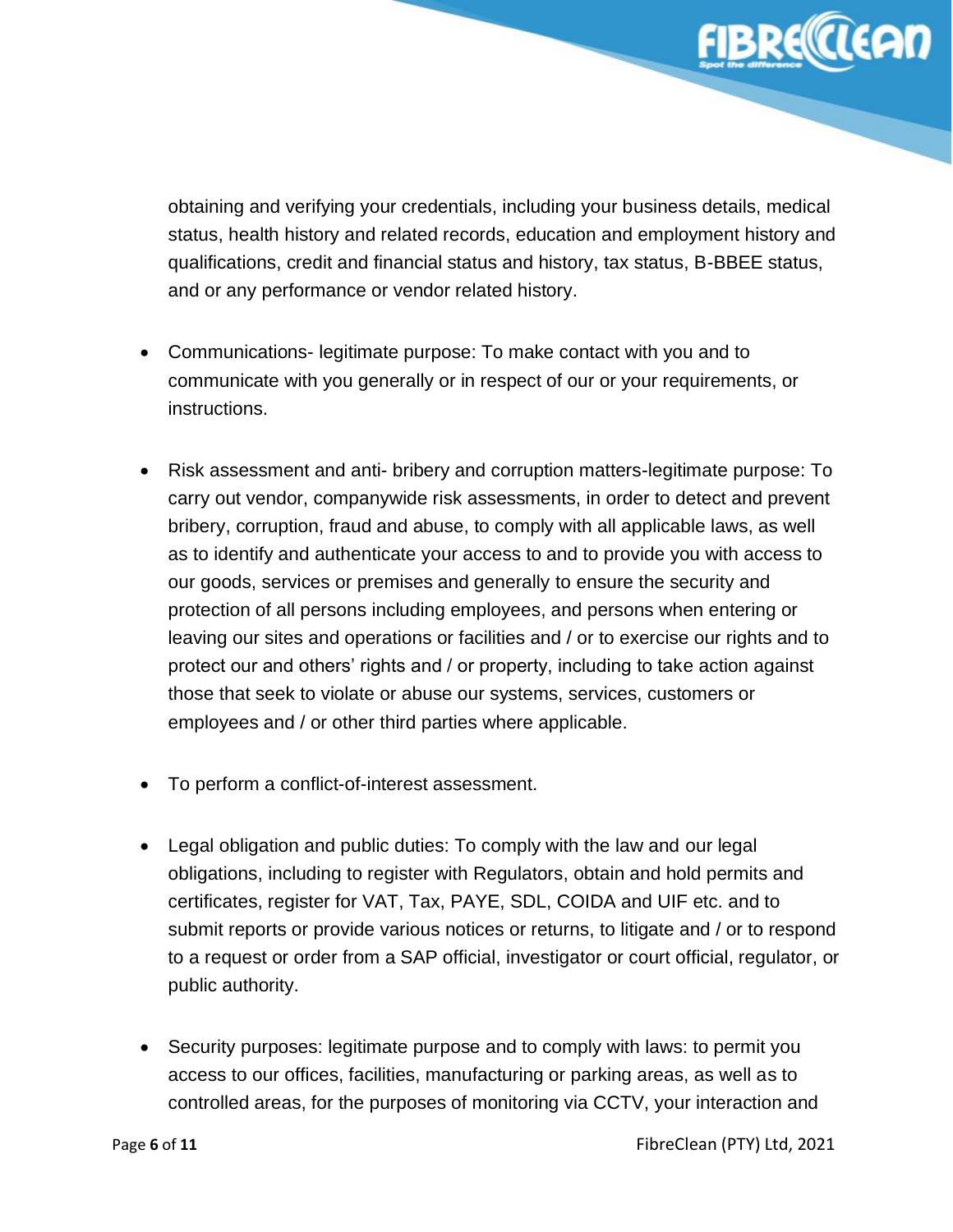obtaining and verifying your credentials, including your business details, medical status, health history and related records, education and employment history and qualifications, credit and financial status and history, tax status, B-BBEE status, and or any performance or vendor related history.

- Communications- legitimate purpose: To make contact with you and to communicate with you generally or in respect of our or your requirements, or instructions.

- Risk assessment and anti- bribery and corruption matters-legitimate purpose: To carry out vendor, companywide risk assessments, in order to detect and prevent bribery, corruption, fraud and abuse, to comply with all applicable laws, as well as to identify and authenticate your access to and to provide you with access to our goods, services or premises and generally to ensure the security and protection of all persons including employees, and persons when entering or leaving our sites and operations or facilities and / or to exercise our rights and to protect our and others' rights and / or property, including to take action against those that seek to violate or abuse our systems, services, customers or employees and / or other third parties where applicable.

- To perform a conflict-of-interest assessment.

- Legal obligation and public duties: To comply with the law and our legal obligations, including to register with Regulators, obtain and hold permits and certificates, register for VAT, Tax, PAYE, SDL, COIDA and UIF etc. and to submit reports or provide various notices or returns, to litigate and / or to respond to a request or order from a SAP official, investigator or court official, regulator, or public authority.

- Security purposes: legitimate purpose and to comply with laws: to permit you access to our offices, facilities, manufacturing or parking areas, as well as to controlled areas, for the purposes of monitoring via CCTV, your interaction and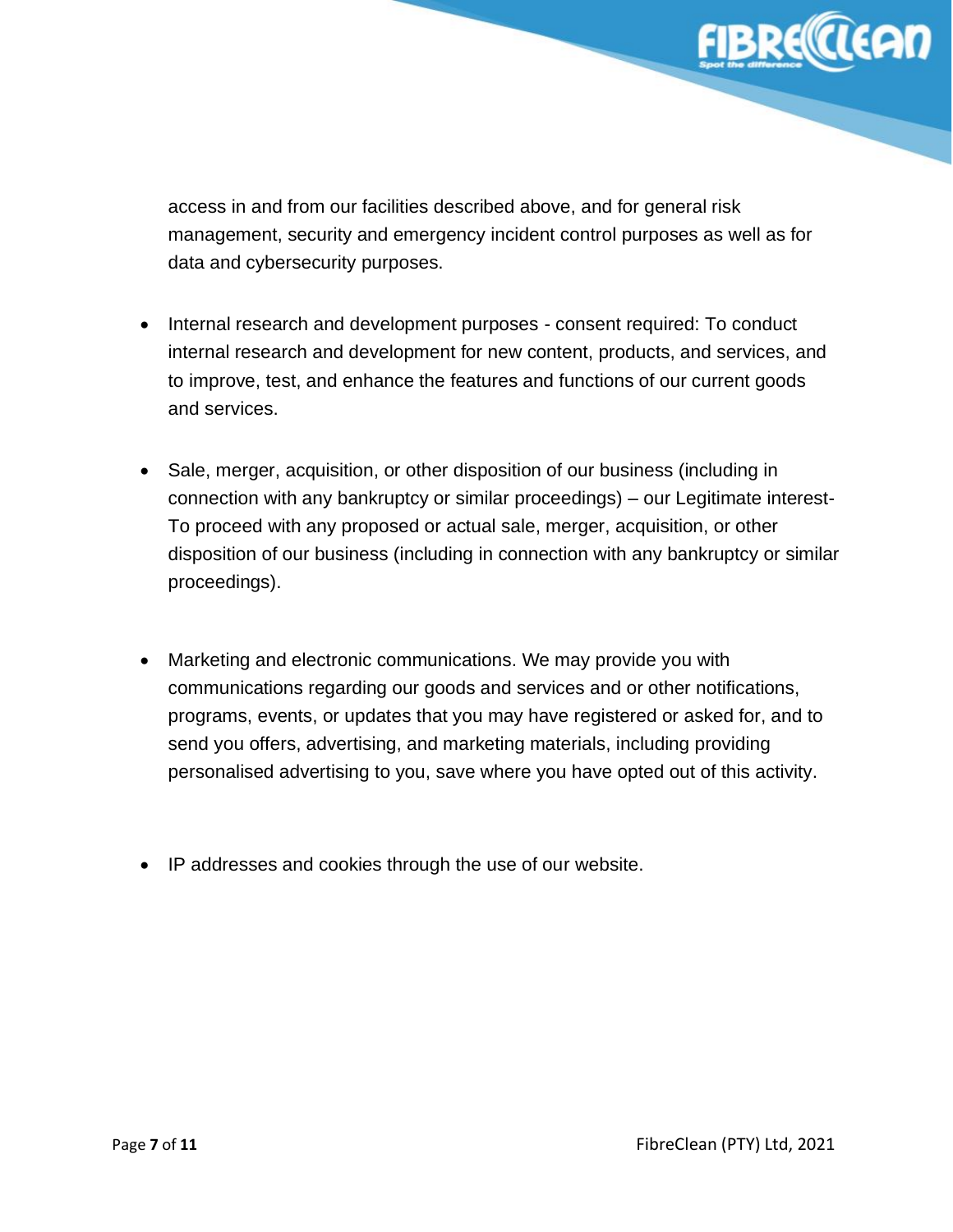access in and from our facilities described above, and for general risk management, security and emergency incident control purposes as well as for data and cybersecurity purposes.

- Internal research and development purposes - consent required: To conduct internal research and development for new content, products, and services, and to improve, test, and enhance the features and functions of our current goods and services.

- Sale, merger, acquisition, or other disposition of our business (including in connection with any bankruptcy or similar proceedings) – our Legitimate interest- To proceed with any proposed or actual sale, merger, acquisition, or other disposition of our business (including in connection with any bankruptcy or similar proceedings).

- Marketing and electronic communications. We may provide you with communications regarding our goods and services and or other notifications, programs, events, or updates that you may have registered or asked for, and to send you offers, advertising, and marketing materials, including providing personalised advertising to you, save where you have opted out of this activity.

- IP addresses and cookies through the use of our website.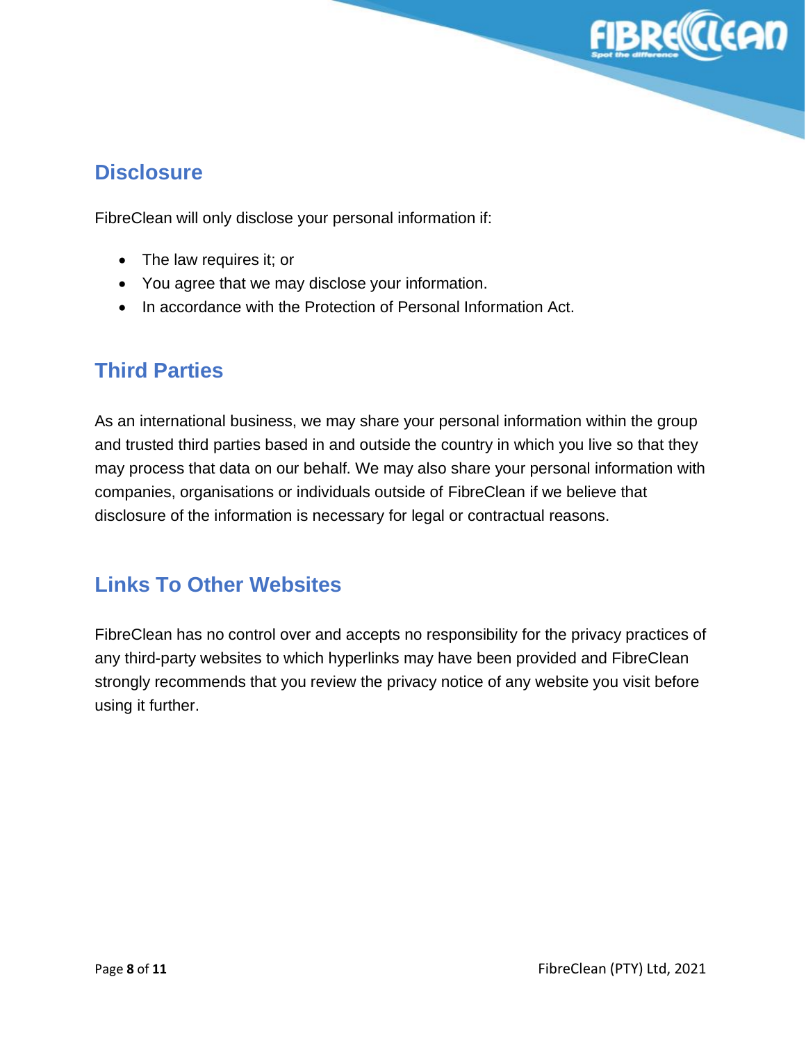## Disclosure

FibreClean will only disclose your personal information if:

- The law requires it; or
- You agree that we may disclose your information.
- In accordance with the Protection of Personal Information Act.

## Third Parties

As an international business, we may share your personal information within the group and trusted third parties based in and outside the country in which you live so that they may process that data on our behalf. We may also share your personal information with companies, organisations or individuals outside of FibreClean if we believe that disclosure of the information is necessary for legal or contractual reasons.

## Links To Other Websites

FibreClean has no control over and accepts no responsibility for the privacy practices of any third-party websites to which hyperlinks may have been provided and FibreClean strongly recommends that you review the privacy notice of any website you visit before using it further.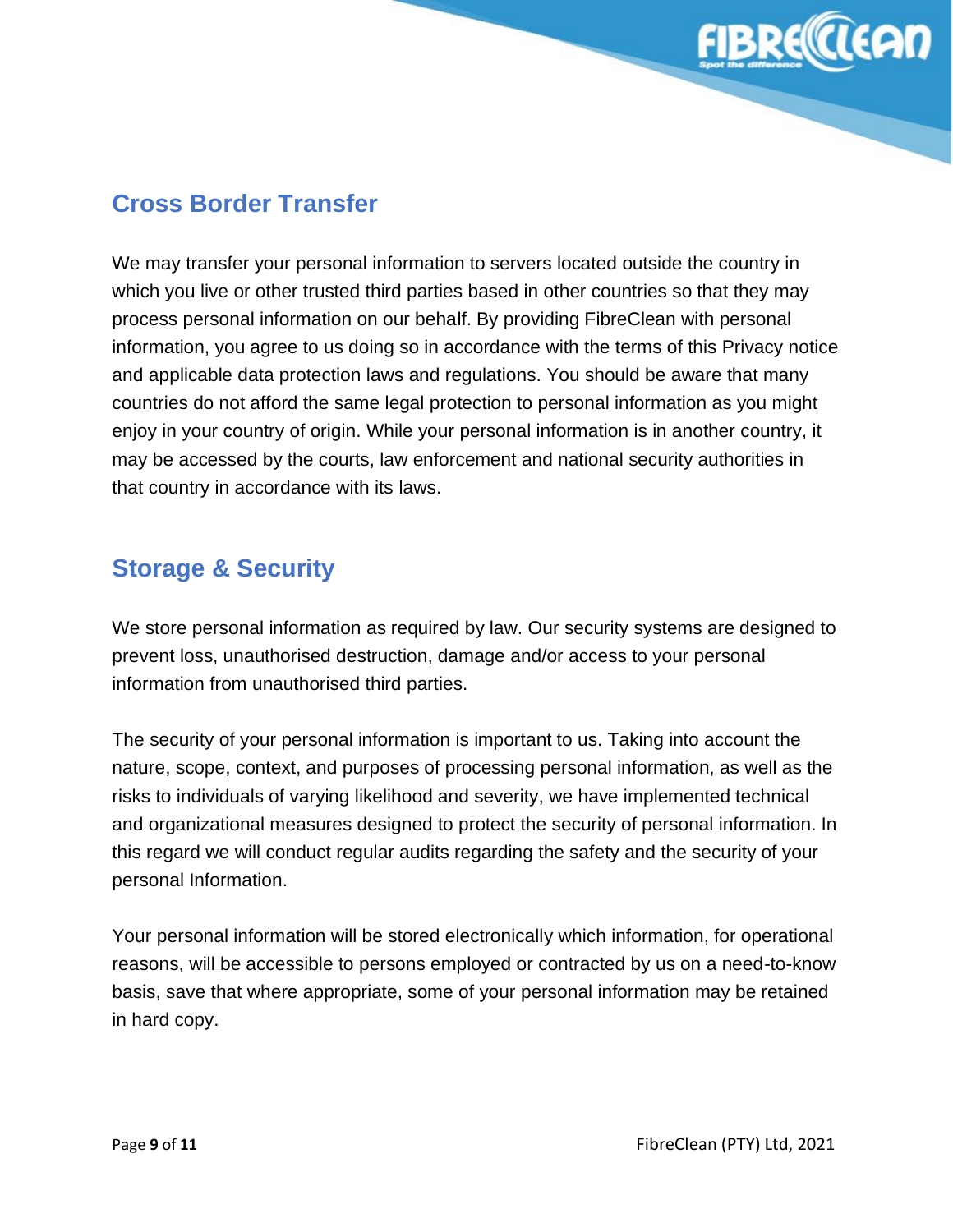## Cross Border Transfer

We may transfer your personal information to servers located outside the country in which you live or other trusted third parties based in other countries so that they may process personal information on our behalf. By providing FibreClean with personal information, you agree to us doing so in accordance with the terms of this Privacy notice and applicable data protection laws and regulations. You should be aware that many countries do not afford the same legal protection to personal information as you might enjoy in your country of origin. While your personal information is in another country, it may be accessed by the courts, law enforcement and national security authorities in that country in accordance with its laws.

## Storage & Security

We store personal information as required by law. Our security systems are designed to prevent loss, unauthorised destruction, damage and/or access to your personal information from unauthorised third parties.

The security of your personal information is important to us. Taking into account the nature, scope, context, and purposes of processing personal information, as well as the risks to individuals of varying likelihood and severity, we have implemented technical and organizational measures designed to protect the security of personal information. In this regard we will conduct regular audits regarding the safety and the security of your personal Information.

Your personal information will be stored electronically which information, for operational reasons, will be accessible to persons employed or contracted by us on a need-to-know basis, save that where appropriate, some of your personal information may be retained in hard copy.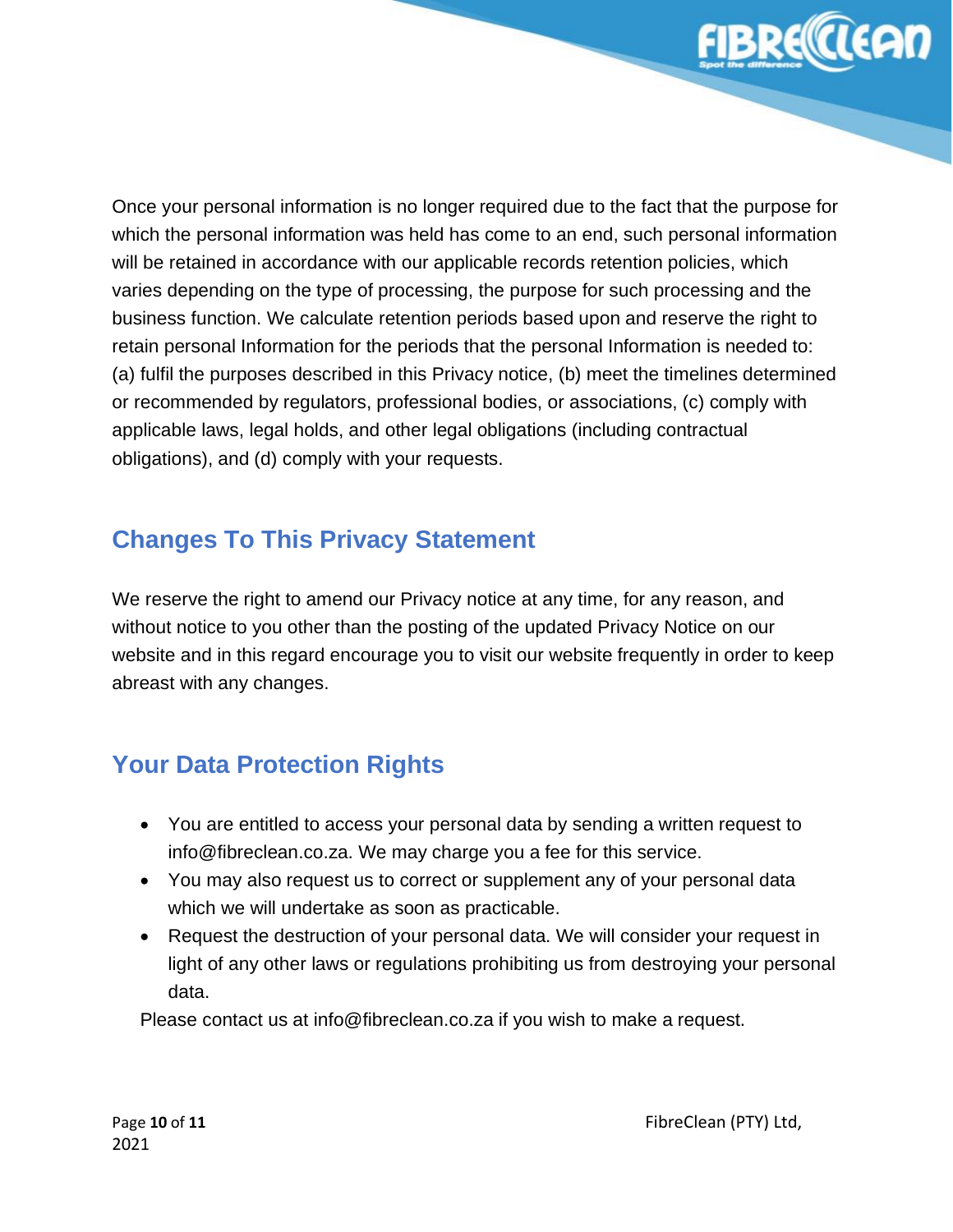Once your personal information is no longer required due to the fact that the purpose for which the personal information was held has come to an end, such personal information will be retained in accordance with our applicable records retention policies, which varies depending on the type of processing, the purpose for such processing and the business function. We calculate retention periods based upon and reserve the right to retain personal Information for the periods that the personal Information is needed to: (a) fulfil the purposes described in this Privacy notice, (b) meet the timelines determined or recommended by regulators, professional bodies, or associations, (c) comply with applicable laws, legal holds, and other legal obligations (including contractual obligations), and (d) comply with your requests.

## Changes To This Privacy Statement

We reserve the right to amend our Privacy notice at any time, for any reason, and without notice to you other than the posting of the updated Privacy Notice on our website and in this regard encourage you to visit our website frequently in order to keep abreast with any changes.

## Your Data Protection Rights

- You are entitled to access your personal data by sending a written request to info@fibreclean.co.za. We may charge you a fee for this service.
- You may also request us to correct or supplement any of your personal data which we will undertake as soon as practicable.
- Request the destruction of your personal data. We will consider your request in light of any other laws or regulations prohibiting us from destroying your personal data.

Please contact us at info@fibreclean.co.za if you wish to make a request.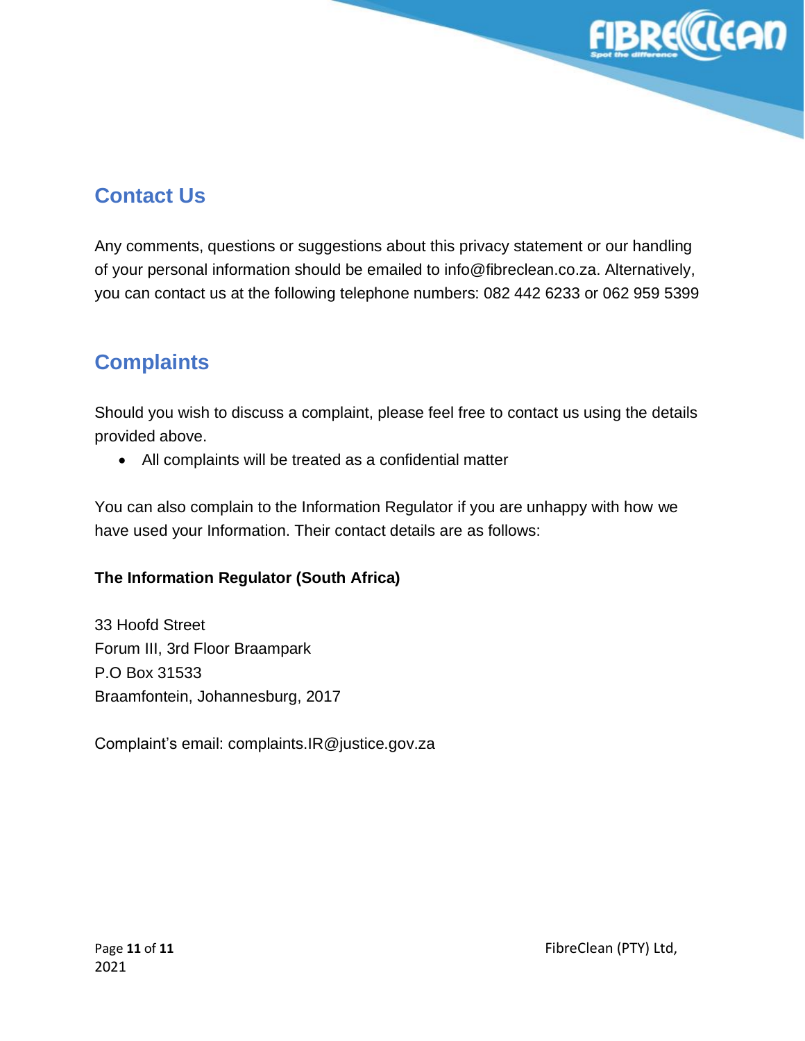## Contact Us

Any comments, questions or suggestions about this privacy statement or our handling of your personal information should be emailed to info@fibreclean.co.za. Alternatively, you can contact us at the following telephone numbers: 082 442 6233 or 062 959 5399

## Complaints

Should you wish to discuss a complaint, please feel free to contact us using the details provided above.

- All complaints will be treated as a confidential matter

You can also complain to the Information Regulator if you are unhappy with how we have used your Information. Their contact details are as follows:

**The Information Regulator (South Africa)**

33 Hoofd Street
Forum III, 3rd Floor Braampark
P.O Box 31533
Braamfontein, Johannesburg, 2017

Complaint's email: complaints.IR@justice.gov.za